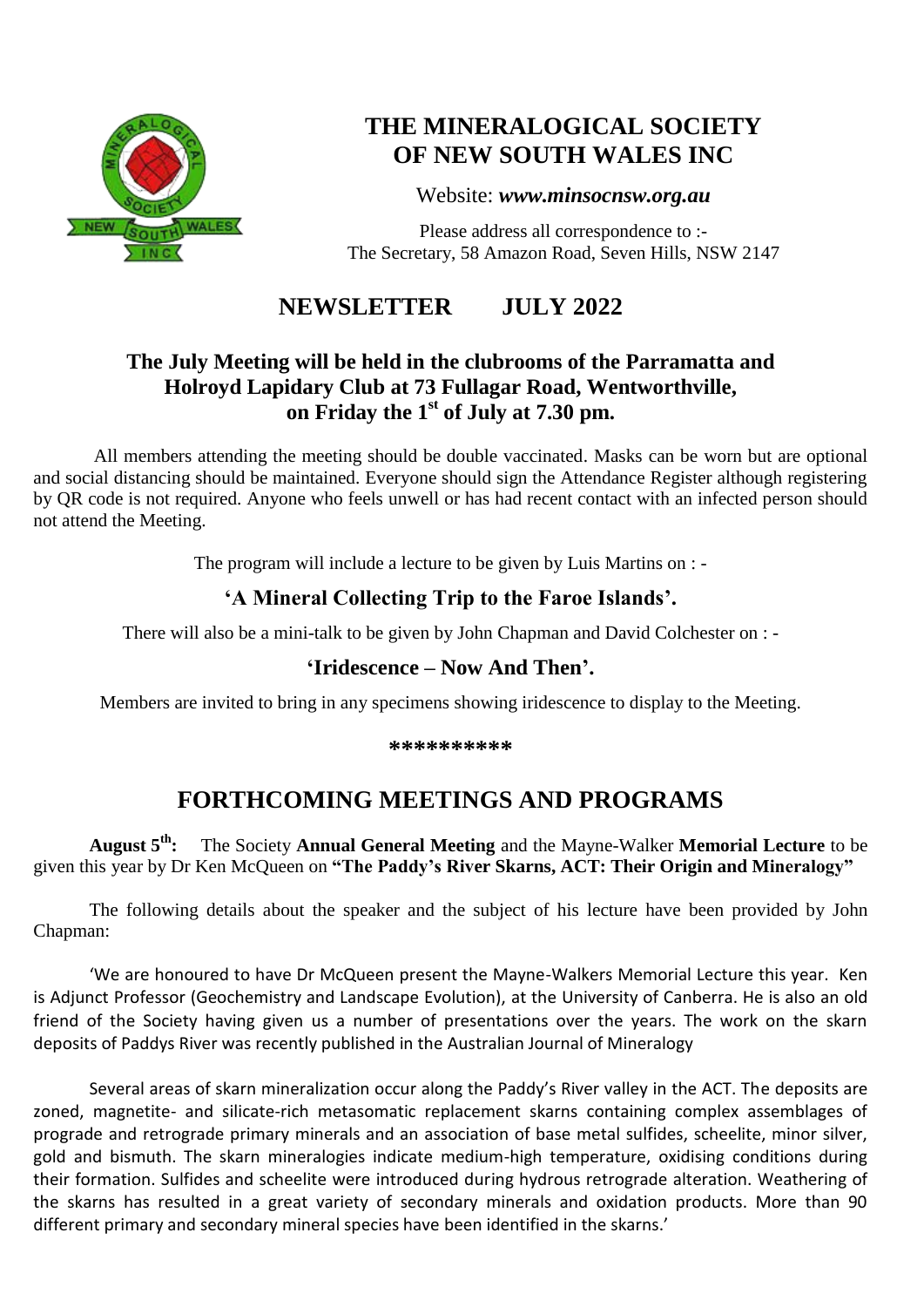# THE MINERALOGICAL SOCIETY OF NEW SOUTH WALES INC

Website: ***www.minsocnsw.org.au***

Please address all correspondence to :-
The Secretary, 58 Amazon Road, Seven Hills, NSW 2147

## NEWSLETTER JULY 2022

### The July Meeting will be held in the clubrooms of the Parramatta and Holroyd Lapidary Club at 73 Fullagar Road, Wentworthville, on Friday the 1st of July at 7.30 pm.

All members attending the meeting should be double vaccinated. Masks can be worn but are optional and social distancing should be maintained. Everyone should sign the Attendance Register although registering by QR code is not required. Anyone who feels unwell or has had recent contact with an infected person should not attend the Meeting.

The program will include a lecture to be given by Luis Martins on : -

**'A Mineral Collecting Trip to the Faroe Islands'.**

There will also be a mini-talk to be given by John Chapman and David Colchester on : -

**'Iridescence – Now And Then'.**

Members are invited to bring in any specimens showing iridescence to display to the Meeting.

**\*\*\*\*\*\*\*\*\*\***

## FORTHCOMING MEETINGS AND PROGRAMS

**August 5th:** The Society **Annual General Meeting** and the Mayne-Walker **Memorial Lecture** to be given this year by Dr Ken McQueen on **"The Paddy's River Skarns, ACT: Their Origin and Mineralogy"**

The following details about the speaker and the subject of his lecture have been provided by John Chapman:

'We are honoured to have Dr McQueen present the Mayne-Walkers Memorial Lecture this year. Ken is Adjunct Professor (Geochemistry and Landscape Evolution), at the University of Canberra. He is also an old friend of the Society having given us a number of presentations over the years. The work on the skarn deposits of Paddys River was recently published in the Australian Journal of Mineralogy

Several areas of skarn mineralization occur along the Paddy's River valley in the ACT. The deposits are zoned, magnetite- and silicate-rich metasomatic replacement skarns containing complex assemblages of prograde and retrograde primary minerals and an association of base metal sulfides, scheelite, minor silver, gold and bismuth. The skarn mineralogies indicate medium-high temperature, oxidising conditions during their formation. Sulfides and scheelite were introduced during hydrous retrograde alteration. Weathering of the skarns has resulted in a great variety of secondary minerals and oxidation products. More than 90 different primary and secondary mineral species have been identified in the skarns.'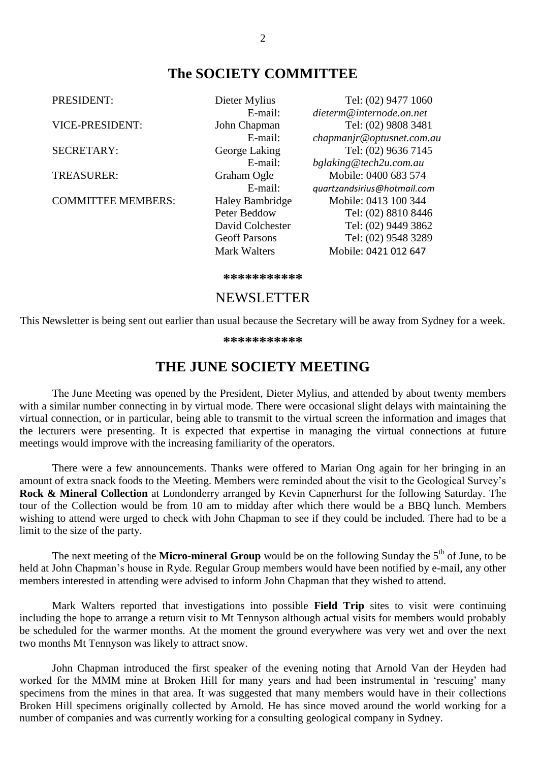## The SOCIETY COMMITTEE

| | | |
|---|---|---|
| PRESIDENT: | Dieter Mylius | Tel: (02) 9477 1060 |
| | E-mail: | *dieterm@internode.on.net* |
| VICE-PRESIDENT: | John Chapman | Tel: (02) 9808 3481 |
| | E-mail: | *chapmanjr@optusnet.com.au* |
| SECRETARY: | George Laking | Tel: (02) 9636 7145 |
| | E-mail: | *bglaking@tech2u.com.au* |
| TREASURER: | Graham Ogle | Mobile: 0400 683 574 |
| | E-mail: | *quartzandsirius@hotmail.com* |
| COMMITTEE MEMBERS: | Haley Bambridge | Mobile: 0413 100 344 |
| | Peter Beddow | Tel: (02) 8810 8446 |
| | David Colchester | Tel: (02) 9449 3862 |
| | Geoff Parsons | Tel: (02) 9548 3289 |
| | Mark Walters | Mobile: 0421 012 647 |

***********

NEWSLETTER

This Newsletter is being sent out earlier than usual because the Secretary will be away from Sydney for a week.

***********

## THE JUNE SOCIETY MEETING

The June Meeting was opened by the President, Dieter Mylius, and attended by about twenty members with a similar number connecting in by virtual mode. There were occasional slight delays with maintaining the virtual connection, or in particular, being able to transmit to the virtual screen the information and images that the lecturers were presenting. It is expected that expertise in managing the virtual connections at future meetings would improve with the increasing familiarity of the operators.

There were a few announcements. Thanks were offered to Marian Ong again for her bringing in an amount of extra snack foods to the Meeting. Members were reminded about the visit to the Geological Survey's **Rock & Mineral Collection** at Londonderry arranged by Kevin Capnerhurst for the following Saturday. The tour of the Collection would be from 10 am to midday after which there would be a BBQ lunch. Members wishing to attend were urged to check with John Chapman to see if they could be included. There had to be a limit to the size of the party.

The next meeting of the **Micro-mineral Group** would be on the following Sunday the 5th of June, to be held at John Chapman's house in Ryde. Regular Group members would have been notified by e-mail, any other members interested in attending were advised to inform John Chapman that they wished to attend.

Mark Walters reported that investigations into possible **Field Trip** sites to visit were continuing including the hope to arrange a return visit to Mt Tennyson although actual visits for members would probably be scheduled for the warmer months. At the moment the ground everywhere was very wet and over the next two months Mt Tennyson was likely to attract snow.

John Chapman introduced the first speaker of the evening noting that Arnold Van der Heyden had worked for the MMM mine at Broken Hill for many years and had been instrumental in 'rescuing' many specimens from the mines in that area. It was suggested that many members would have in their collections Broken Hill specimens originally collected by Arnold. He has since moved around the world working for a number of companies and was currently working for a consulting geological company in Sydney.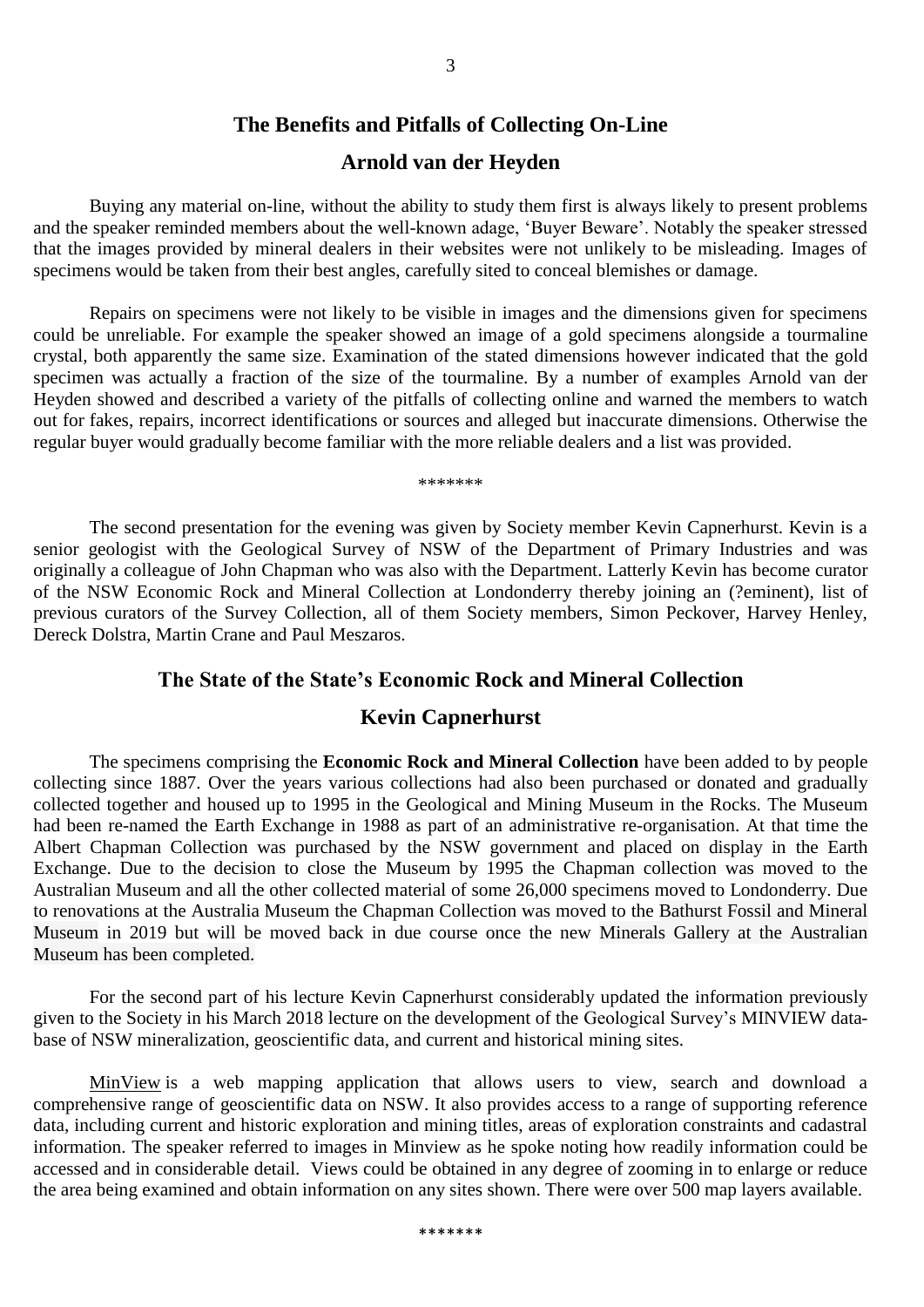## The Benefits and Pitfalls of Collecting On-Line

## Arnold van der Heyden

Buying any material on-line, without the ability to study them first is always likely to present problems and the speaker reminded members about the well-known adage, 'Buyer Beware'. Notably the speaker stressed that the images provided by mineral dealers in their websites were not unlikely to be misleading. Images of specimens would be taken from their best angles, carefully sited to conceal blemishes or damage.

Repairs on specimens were not likely to be visible in images and the dimensions given for specimens could be unreliable. For example the speaker showed an image of a gold specimens alongside a tourmaline crystal, both apparently the same size. Examination of the stated dimensions however indicated that the gold specimen was actually a fraction of the size of the tourmaline. By a number of examples Arnold van der Heyden showed and described a variety of the pitfalls of collecting online and warned the members to watch out for fakes, repairs, incorrect identifications or sources and alleged but inaccurate dimensions. Otherwise the regular buyer would gradually become familiar with the more reliable dealers and a list was provided.

\*\*\*\*\*\*\*

The second presentation for the evening was given by Society member Kevin Capnerhurst. Kevin is a senior geologist with the Geological Survey of NSW of the Department of Primary Industries and was originally a colleague of John Chapman who was also with the Department. Latterly Kevin has become curator of the NSW Economic Rock and Mineral Collection at Londonderry thereby joining an (?eminent), list of previous curators of the Survey Collection, all of them Society members, Simon Peckover, Harvey Henley, Dereck Dolstra, Martin Crane and Paul Meszaros.

## The State of the State's Economic Rock and Mineral Collection

## Kevin Capnerhurst

The specimens comprising the **Economic Rock and Mineral Collection** have been added to by people collecting since 1887. Over the years various collections had also been purchased or donated and gradually collected together and housed up to 1995 in the Geological and Mining Museum in the Rocks. The Museum had been re-named the Earth Exchange in 1988 as part of an administrative re-organisation. At that time the Albert Chapman Collection was purchased by the NSW government and placed on display in the Earth Exchange. Due to the decision to close the Museum by 1995 the Chapman collection was moved to the Australian Museum and all the other collected material of some 26,000 specimens moved to Londonderry. Due to renovations at the Australia Museum the Chapman Collection was moved to the Bathurst Fossil and Mineral Museum in 2019 but will be moved back in due course once the new Minerals Gallery at the Australian Museum has been completed.

For the second part of his lecture Kevin Capnerhurst considerably updated the information previously given to the Society in his March 2018 lecture on the development of the Geological Survey's MINVIEW database of NSW mineralization, geoscientific data, and current and historical mining sites.

MinView is a web mapping application that allows users to view, search and download a comprehensive range of geoscientific data on NSW. It also provides access to a range of supporting reference data, including current and historic exploration and mining titles, areas of exploration constraints and cadastral information. The speaker referred to images in Minview as he spoke noting how readily information could be accessed and in considerable detail. Views could be obtained in any degree of zooming in to enlarge or reduce the area being examined and obtain information on any sites shown. There were over 500 map layers available.

\*\*\*\*\*\*\*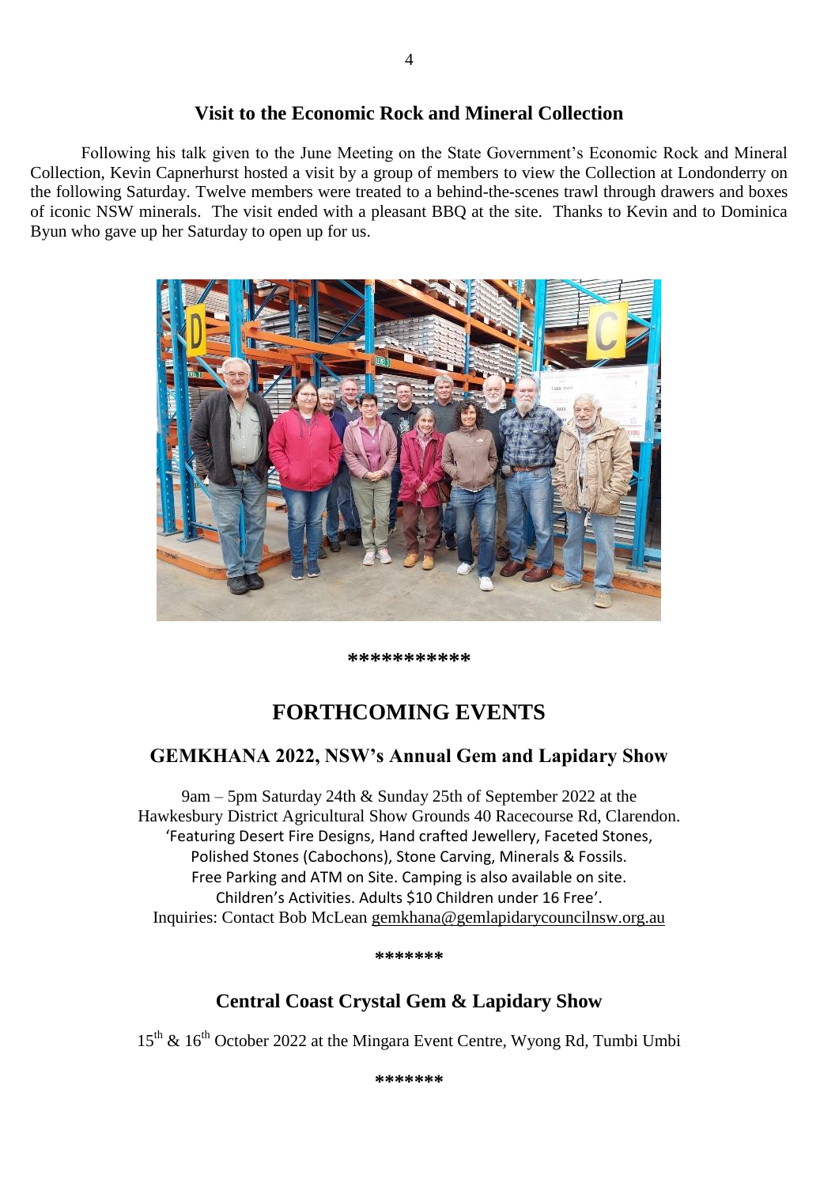## Visit to the Economic Rock and Mineral Collection

Following his talk given to the June Meeting on the State Government's Economic Rock and Mineral Collection, Kevin Capnerhurst hosted a visit by a group of members to view the Collection at Londonderry on the following Saturday. Twelve members were treated to a behind-the-scenes trawl through drawers and boxes of iconic NSW minerals. The visit ended with a pleasant BBQ at the site. Thanks to Kevin and to Dominica Byun who gave up her Saturday to open up for us.

***********

# FORTHCOMING EVENTS

## GEMKHANA 2022, NSW's Annual Gem and Lapidary Show

9am – 5pm Saturday 24th & Sunday 25th of September 2022 at the Hawkesbury District Agricultural Show Grounds 40 Racecourse Rd, Clarendon.
'Featuring Desert Fire Designs, Hand crafted Jewellery, Faceted Stones, Polished Stones (Cabochons), Stone Carving, Minerals & Fossils.
Free Parking and ATM on Site. Camping is also available on site.
Children's Activities. Adults $10 Children under 16 Free'.
Inquiries: Contact Bob McLean gemkhana@gemlapidarycouncilnsw.org.au

*******

## Central Coast Crystal Gem & Lapidary Show

15th & 16th October 2022 at the Mingara Event Centre, Wyong Rd, Tumbi Umbi

*******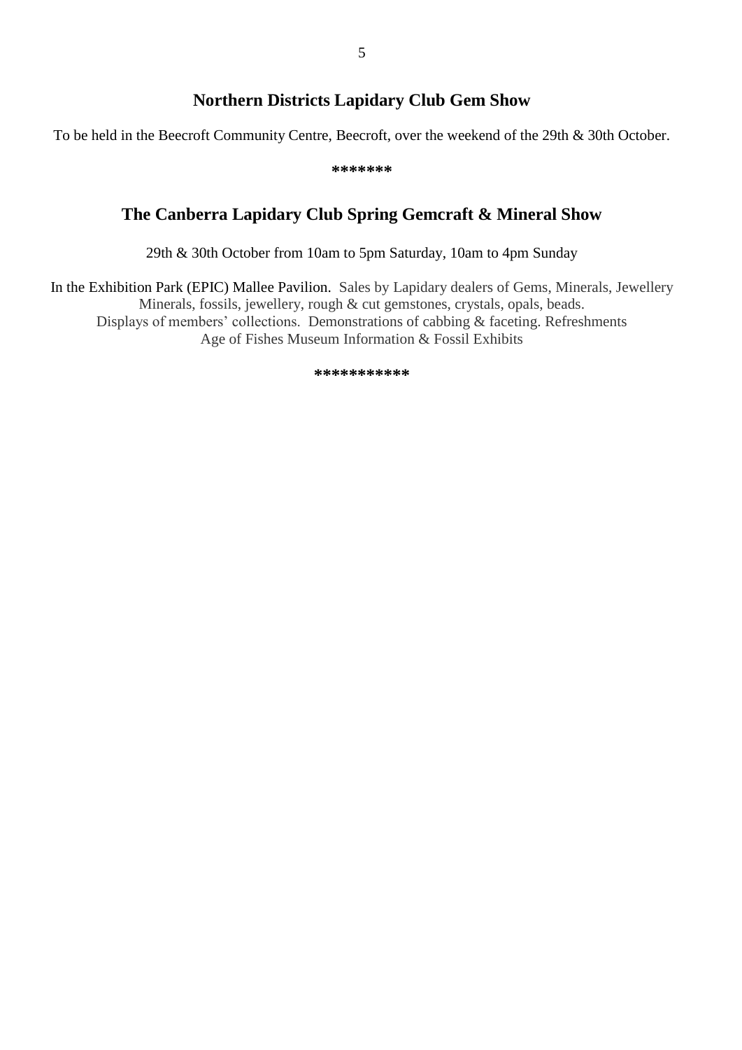## Northern Districts Lapidary Club Gem Show

To be held in the Beecroft Community Centre, Beecroft, over the weekend of the 29th & 30th October.

*******

## The Canberra Lapidary Club Spring Gemcraft & Mineral Show

29th & 30th October from 10am to 5pm Saturday, 10am to 4pm Sunday

In the Exhibition Park (EPIC) Mallee Pavilion. Sales by Lapidary dealers of Gems, Minerals, Jewellery
Minerals, fossils, jewellery, rough & cut gemstones, crystals, opals, beads.
Displays of members' collections. Demonstrations of cabbing & faceting. Refreshments
Age of Fishes Museum Information & Fossil Exhibits

***********